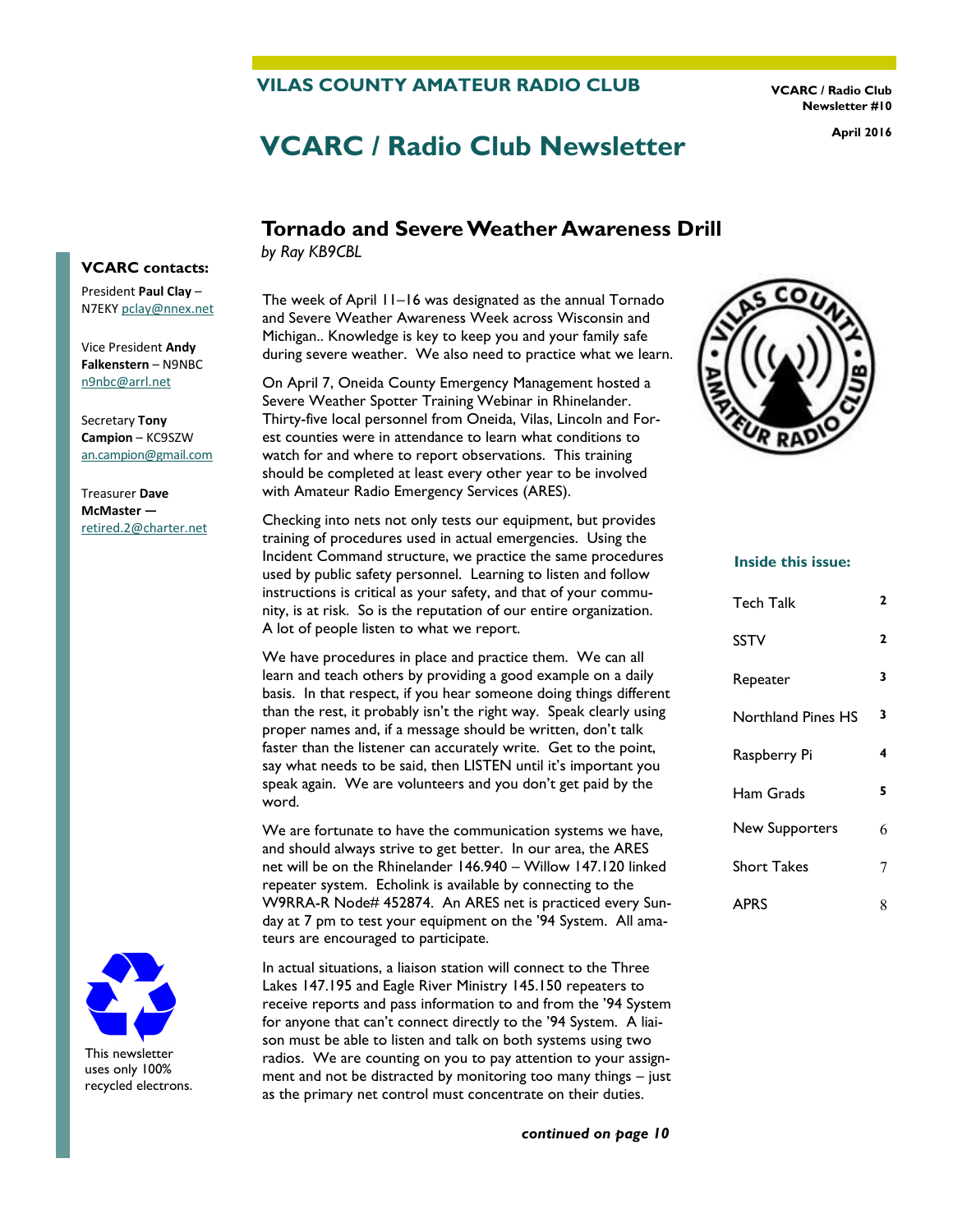# VILAS COUNTY AMATEUR RADIO CLUB

VCARC / Radio Club
Newsletter #10

April 2016

# VCARC / Radio Club Newsletter

**VCARC contacts:**

President **Paul Clay** – N7EKY pclay@nnex.net

Vice President **Andy Falkenstern** – N9NBC n9nbc@arrl.net

Secretary **Tony Campion** – KC9SZW an.campion@gmail.com

Treasurer **Dave McMaster** — retired.2@charter.net

This newsletter uses only 100% recycled electrons.

**Inside this issue:**

| | |
|---|---|
| Tech Talk | 2 |
| SSTV | 2 |
| Repeater | 3 |
| Northland Pines HS | 3 |
| Raspberry Pi | 4 |
| Ham Grads | 5 |
| New Supporters | 6 |
| Short Takes | 7 |
| APRS | 8 |

## Tornado and Severe Weather Awareness Drill

*by Ray KB9CBL*

The week of April 11–16 was designated as the annual Tornado and Severe Weather Awareness Week across Wisconsin and Michigan.. Knowledge is key to keep you and your family safe during severe weather. We also need to practice what we learn.

On April 7, Oneida County Emergency Management hosted a Severe Weather Spotter Training Webinar in Rhinelander. Thirty-five local personnel from Oneida, Vilas, Lincoln and Forest counties were in attendance to learn what conditions to watch for and where to report observations. This training should be completed at least every other year to be involved with Amateur Radio Emergency Services (ARES).

Checking into nets not only tests our equipment, but provides training of procedures used in actual emergencies. Using the Incident Command structure, we practice the same procedures used by public safety personnel. Learning to listen and follow instructions is critical as your safety, and that of your community, is at risk. So is the reputation of our entire organization. A lot of people listen to what we report.

We have procedures in place and practice them. We can all learn and teach others by providing a good example on a daily basis. In that respect, if you hear someone doing things different than the rest, it probably isn't the right way. Speak clearly using proper names and, if a message should be written, don't talk faster than the listener can accurately write. Get to the point, say what needs to be said, then LISTEN until it's important you speak again. We are volunteers and you don't get paid by the word.

We are fortunate to have the communication systems we have, and should always strive to get better. In our area, the ARES net will be on the Rhinelander 146.940 – Willow 147.120 linked repeater system. Echolink is available by connecting to the W9RRA-R Node# 452874. An ARES net is practiced every Sunday at 7 pm to test your equipment on the '94 System. All amateurs are encouraged to participate.

In actual situations, a liaison station will connect to the Three Lakes 147.195 and Eagle River Ministry 145.150 repeaters to receive reports and pass information to and from the '94 System for anyone that can't connect directly to the '94 System. A liaison must be able to listen and talk on both systems using two radios. We are counting on you to pay attention to your assignment and not be distracted by monitoring too many things – just as the primary net control must concentrate on their duties.

***continued on page 10***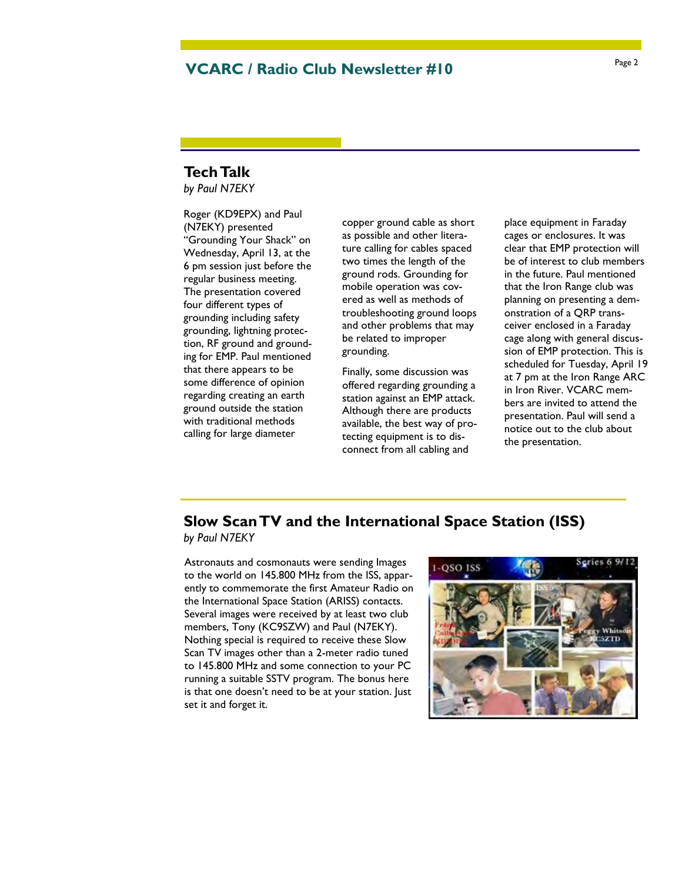## Tech Talk

*by Paul N7EKY*

Roger (KD9EPX) and Paul (N7EKY) presented "Grounding Your Shack" on Wednesday, April 13, at the 6 pm session just before the regular business meeting. The presentation covered four different types of grounding including safety grounding, lightning protection, RF ground and grounding for EMP. Paul mentioned that there appears to be some difference of opinion regarding creating an earth ground outside the station with traditional methods calling for large diameter copper ground cable as short as possible and other literature calling for cables spaced two times the length of the ground rods. Grounding for mobile operation was covered as well as methods of troubleshooting ground loops and other problems that may be related to improper grounding.

Finally, some discussion was offered regarding grounding a station against an EMP attack. Although there are products available, the best way of protecting equipment is to disconnect from all cabling and place equipment in Faraday cages or enclosures. It was clear that EMP protection will be of interest to club members in the future. Paul mentioned that the Iron Range club was planning on presenting a demonstration of a QRP transceiver enclosed in a Faraday cage along with general discussion of EMP protection. This is scheduled for Tuesday, April 19 at 7 pm at the Iron Range ARC in Iron River. VCARC members are invited to attend the presentation. Paul will send a notice out to the club about the presentation.

## Slow Scan TV and the International Space Station (ISS)

*by Paul N7EKY*

Astronauts and cosmonauts were sending Images to the world on 145.800 MHz from the ISS, apparently to commemorate the first Amateur Radio on the International Space Station (ARISS) contacts. Several images were received by at least two club members, Tony (KC9SZW) and Paul (N7EKY). Nothing special is required to receive these Slow Scan TV images other than a 2-meter radio tuned to 145.800 MHz and some connection to your PC running a suitable SSTV program. The bonus here is that one doesn't need to be at your station. Just set it and forget it.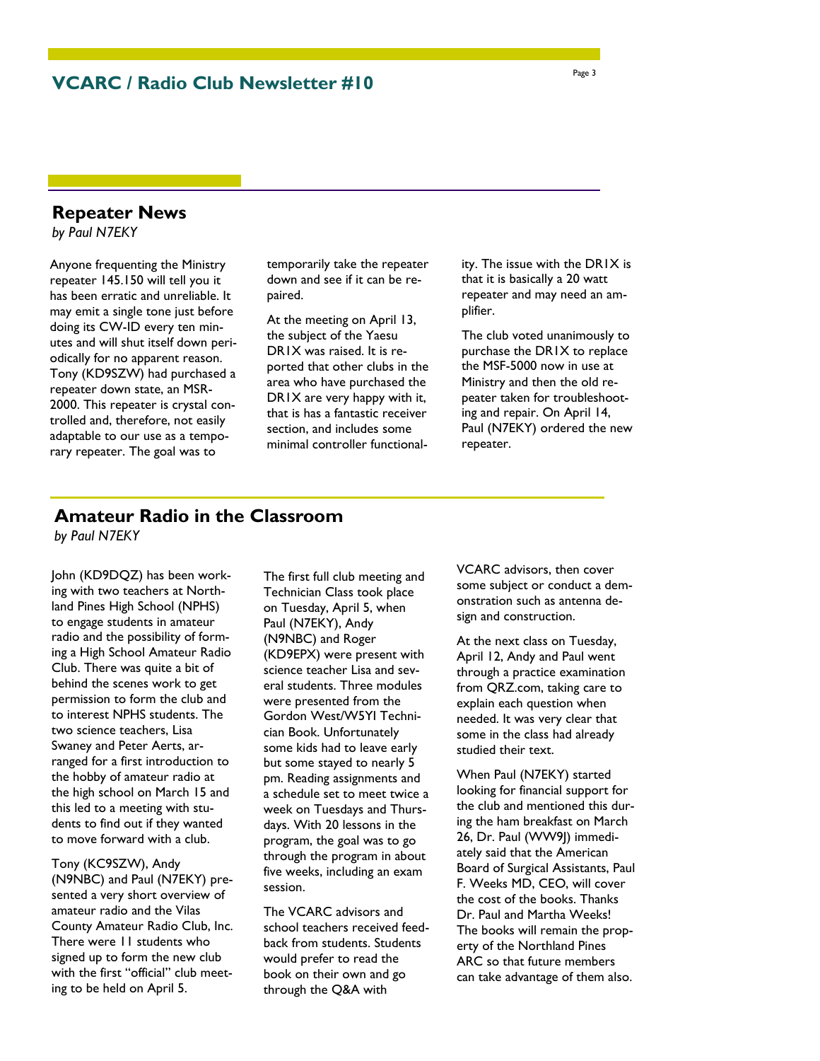## Repeater News

*by Paul N7EKY*

Anyone frequenting the Ministry repeater 145.150 will tell you it has been erratic and unreliable. It may emit a single tone just before doing its CW-ID every ten minutes and will shut itself down periodically for no apparent reason. Tony (KD9SZW) had purchased a repeater down state, an MSR-2000. This repeater is crystal controlled and, therefore, not easily adaptable to our use as a temporary repeater. The goal was to temporarily take the repeater down and see if it can be repaired.

At the meeting on April 13, the subject of the Yaesu DR1X was raised. It is reported that other clubs in the area who have purchased the DR1X are very happy with it, that is has a fantastic receiver section, and includes some minimal controller functionality. The issue with the DR1X is that it is basically a 20 watt repeater and may need an amplifier.

The club voted unanimously to purchase the DR1X to replace the MSF-5000 now in use at Ministry and then the old repeater taken for troubleshooting and repair. On April 14, Paul (N7EKY) ordered the new repeater.

## Amateur Radio in the Classroom

*by Paul N7EKY*

John (KD9DQZ) has been working with two teachers at Northland Pines High School (NPHS) to engage students in amateur radio and the possibility of forming a High School Amateur Radio Club. There was quite a bit of behind the scenes work to get permission to form the club and to interest NPHS students. The two science teachers, Lisa Swaney and Peter Aerts, arranged for a first introduction to the hobby of amateur radio at the high school on March 15 and this led to a meeting with students to find out if they wanted to move forward with a club.

Tony (KC9SZW), Andy (N9NBC) and Paul (N7EKY) presented a very short overview of amateur radio and the Vilas County Amateur Radio Club, Inc. There were 11 students who signed up to form the new club with the first "official" club meeting to be held on April 5.

The first full club meeting and Technician Class took place on Tuesday, April 5, when Paul (N7EKY), Andy (N9NBC) and Roger (KD9EPX) were present with science teacher Lisa and several students. Three modules were presented from the Gordon West/W5YI Technician Book. Unfortunately some kids had to leave early but some stayed to nearly 5 pm. Reading assignments and a schedule set to meet twice a week on Tuesdays and Thursdays. With 20 lessons in the program, the goal was to go through the program in about five weeks, including an exam session.

The VCARC advisors and school teachers received feedback from students. Students would prefer to read the book on their own and go through the Q&A with VCARC advisors, then cover some subject or conduct a demonstration such as antenna design and construction.

At the next class on Tuesday, April 12, Andy and Paul went through a practice examination from QRZ.com, taking care to explain each question when needed. It was very clear that some in the class had already studied their text.

When Paul (N7EKY) started looking for financial support for the club and mentioned this during the ham breakfast on March 26, Dr. Paul (WW9J) immediately said that the American Board of Surgical Assistants, Paul F. Weeks MD, CEO, will cover the cost of the books. Thanks Dr. Paul and Martha Weeks! The books will remain the property of the Northland Pines ARC so that future members can take advantage of them also.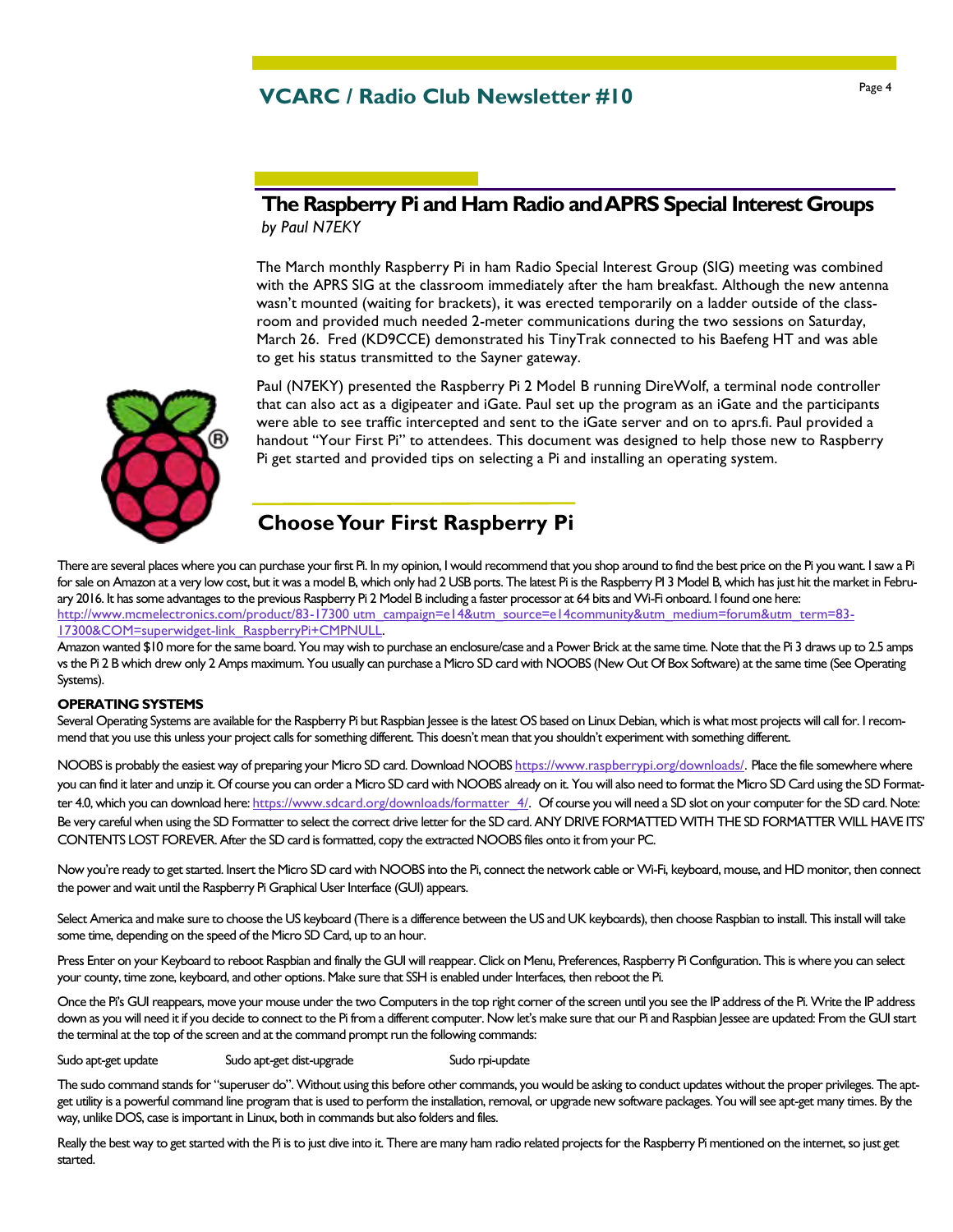## The Raspberry Pi and Ham Radio and APRS Special Interest Groups

*by Paul N7EKY*

The March monthly Raspberry Pi in ham Radio Special Interest Group (SIG) meeting was combined with the APRS SIG at the classroom immediately after the ham breakfast. Although the new antenna wasn't mounted (waiting for brackets), it was erected temporarily on a ladder outside of the classroom and provided much needed 2-meter communications during the two sessions on Saturday, March 26. Fred (KD9CCE) demonstrated his TinyTrak connected to his Baefeng HT and was able to get his status transmitted to the Sayner gateway.

Paul (N7EKY) presented the Raspberry Pi 2 Model B running DireWolf, a terminal node controller that can also act as a digipeater and iGate. Paul set up the program as an iGate and the participants were able to see traffic intercepted and sent to the iGate server and on to aprs.fi. Paul provided a handout "Your First Pi" to attendees. This document was designed to help those new to Raspberry Pi get started and provided tips on selecting a Pi and installing an operating system.

## Choose Your First Raspberry Pi

There are several places where you can purchase your first Pi. In my opinion, I would recommend that you shop around to find the best price on the Pi you want. I saw a Pi for sale on Amazon at a very low cost, but it was a model B, which only had 2 USB ports. The latest Pi is the Raspberry PI 3 Model B, which has just hit the market in February 2016. It has some advantages to the previous Raspberry Pi 2 Model B including a faster processor at 64 bits and Wi-Fi onboard. I found one here: http://www.mcmelectronics.com/product/83-17300 utm_campaign=e14&utm_source=e14community&utm_medium=forum&utm_term=83-17300&COM=superwidget-link_RaspberryPi+CMPNULL.

Amazon wanted $10 more for the same board. You may wish to purchase an enclosure/case and a Power Brick at the same time. Note that the Pi 3 draws up to 2.5 amps vs the Pi 2 B which drew only 2 Amps maximum. You usually can purchase a Micro SD card with NOOBS (New Out Of Box Software) at the same time (See Operating Systems).

**OPERATING SYSTEMS**

Several Operating Systems are available for the Raspberry Pi but Raspbian Jessee is the latest OS based on Linux Debian, which is what most projects will call for. I recommend that you use this unless your project calls for something different. This doesn't mean that you shouldn't experiment with something different.

NOOBS is probably the easiest way of preparing your Micro SD card. Download NOOBS https://www.raspberrypi.org/downloads/. Place the file somewhere where you can find it later and unzip it. Of course you can order a Micro SD card with NOOBS already on it. You will also need to format the Micro SD Card using the SD Formatter 4.0, which you can download here: https://www.sdcard.org/downloads/formatter_4/. Of course you will need a SD slot on your computer for the SD card. Note: Be very careful when using the SD Formatter to select the correct drive letter for the SD card. ANY DRIVE FORMATTED WITH THE SD FORMATTER WILL HAVE ITS' CONTENTS LOST FOREVER. After the SD card is formatted, copy the extracted NOOBS files onto it from your PC.

Now you're ready to get started. Insert the Micro SD card with NOOBS into the Pi, connect the network cable or Wi-Fi, keyboard, mouse, and HD monitor, then connect the power and wait until the Raspberry Pi Graphical User Interface (GUI) appears.

Select America and make sure to choose the US keyboard (There is a difference between the US and UK keyboards), then choose Raspbian to install. This install will take some time, depending on the speed of the Micro SD Card, up to an hour.

Press Enter on your Keyboard to reboot Raspbian and finally the GUI will reappear. Click on Menu, Preferences, Raspberry Pi Configuration. This is where you can select your county, time zone, keyboard, and other options. Make sure that SSH is enabled under Interfaces, then reboot the Pi.

Once the Pi's GUI reappears, move your mouse under the two Computers in the top right corner of the screen until you see the IP address of the Pi. Write the IP address down as you will need it if you decide to connect to the Pi from a different computer. Now let's make sure that our Pi and Raspbian Jessee are updated: From the GUI start the terminal at the top of the screen and at the command prompt run the following commands:

```
Sudo apt-get update          Sudo apt-get dist-upgrade          Sudo rpi-update
```

The sudo command stands for "superuser do". Without using this before other commands, you would be asking to conduct updates without the proper privileges. The apt-get utility is a powerful command line program that is used to perform the installation, removal, or upgrade new software packages. You will see apt-get many times. By the way, unlike DOS, case is important in Linux, both in commands but also folders and files.

Really the best way to get started with the Pi is to just dive into it. There are many ham radio related projects for the Raspberry Pi mentioned on the internet, so just get started.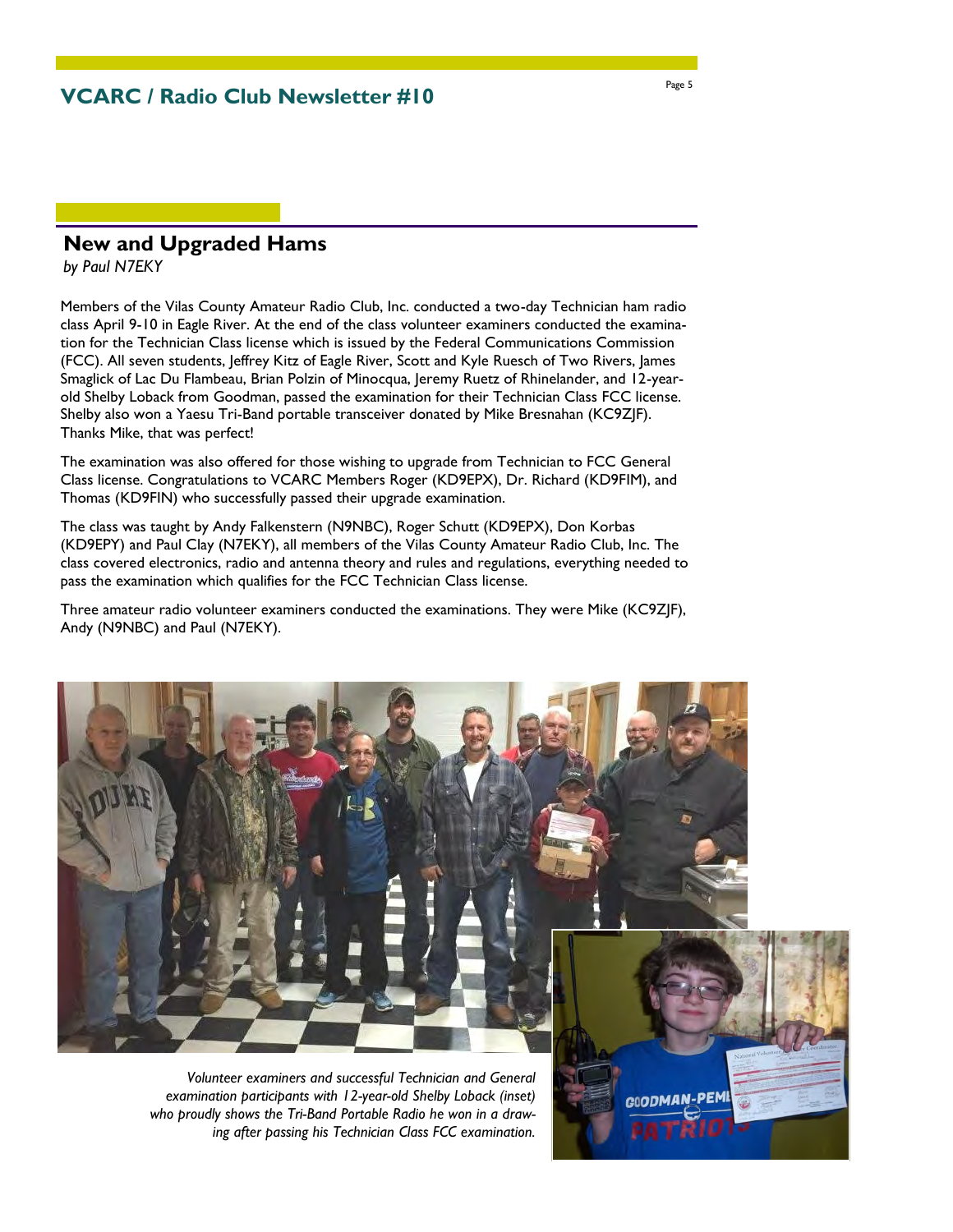## New and Upgraded Hams

*by Paul N7EKY*

Members of the Vilas County Amateur Radio Club, Inc. conducted a two-day Technician ham radio class April 9-10 in Eagle River. At the end of the class volunteer examiners conducted the examination for the Technician Class license which is issued by the Federal Communications Commission (FCC). All seven students, Jeffrey Kitz of Eagle River, Scott and Kyle Ruesch of Two Rivers, James Smaglick of Lac Du Flambeau, Brian Polzin of Minocqua, Jeremy Ruetz of Rhinelander, and 12-year-old Shelby Loback from Goodman, passed the examination for their Technician Class FCC license. Shelby also won a Yaesu Tri-Band portable transceiver donated by Mike Bresnahan (KC9ZJF). Thanks Mike, that was perfect!

The examination was also offered for those wishing to upgrade from Technician to FCC General Class license. Congratulations to VCARC Members Roger (KD9EPX), Dr. Richard (KD9FIM), and Thomas (KD9FIN) who successfully passed their upgrade examination.

The class was taught by Andy Falkenstern (N9NBC), Roger Schutt (KD9EPX), Don Korbas (KD9EPY) and Paul Clay (N7EKY), all members of the Vilas County Amateur Radio Club, Inc. The class covered electronics, radio and antenna theory and rules and regulations, everything needed to pass the examination which qualifies for the FCC Technician Class license.

Three amateur radio volunteer examiners conducted the examinations. They were Mike (KC9ZJF), Andy (N9NBC) and Paul (N7EKY).

*Volunteer examiners and successful Technician and General examination participants with 12-year-old Shelby Loback (inset) who proudly shows the Tri-Band Portable Radio he won in a drawing after passing his Technician Class FCC examination.*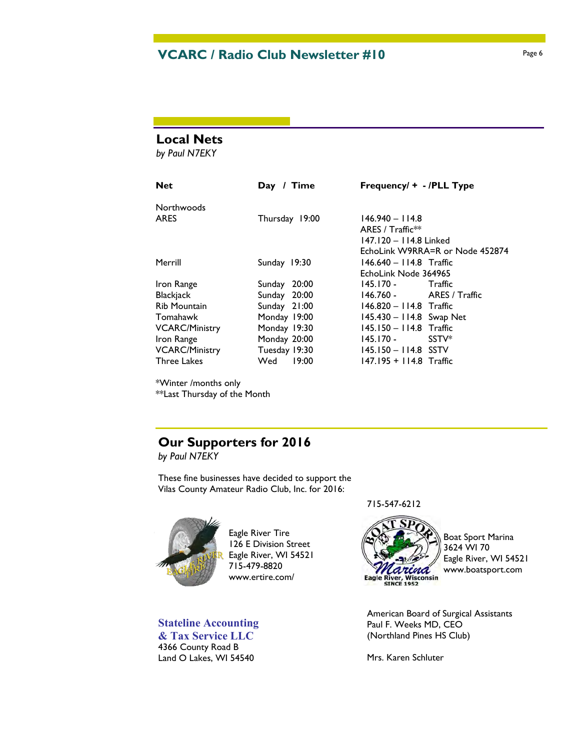## Local Nets

*by Paul N7EKY*

| Net | Day / Time | Frequency/ + - /PLL Type |
|---|---|---|
| Northwoods ARES | Thursday 19:00 | 146.940 – 114.8 ARES / Traffic** 147.120 – 114.8 Linked EchoLink W9RRA=R or Node 452874 |
| Merrill | Sunday 19:30 | 146.640 – 114.8 Traffic EchoLink Node 364965 |
| Iron Range | Sunday 20:00 | 145.170 - Traffic |
| Blackjack | Sunday 20:00 | 146.760 - ARES / Traffic |
| Rib Mountain | Sunday 21:00 | 146.820 – 114.8 Traffic |
| Tomahawk | Monday 19:00 | 145.430 – 114.8 Swap Net |
| VCARC/Ministry | Monday 19:30 | 145.150 – 114.8 Traffic |
| Iron Range | Monday 20:00 | 145.170 - SSTV* |
| VCARC/Ministry | Tuesday 19:30 | 145.150 – 114.8 SSTV |
| Three Lakes | Wed 19:00 | 147.195 + 114.8 Traffic |

*Winter /months only
**Last Thursday of the Month

## Our Supporters for 2016

*by Paul N7EKY*

These fine businesses have decided to support the Vilas County Amateur Radio Club, Inc. for 2016:

Eagle River Tire
126 E Division Street
Eagle River, WI 54521
715-479-8820
www.ertire.com/

Boat Sport Marina
3624 WI 70
Eagle River, WI 54521
715-547-6212
www.boatsport.com

**Stateline Accounting & Tax Service LLC**
4366 County Road B
Land O Lakes, WI 54540

American Board of Surgical Assistants
Paul F. Weeks MD, CEO
(Northland Pines HS Club)

Mrs. Karen Schluter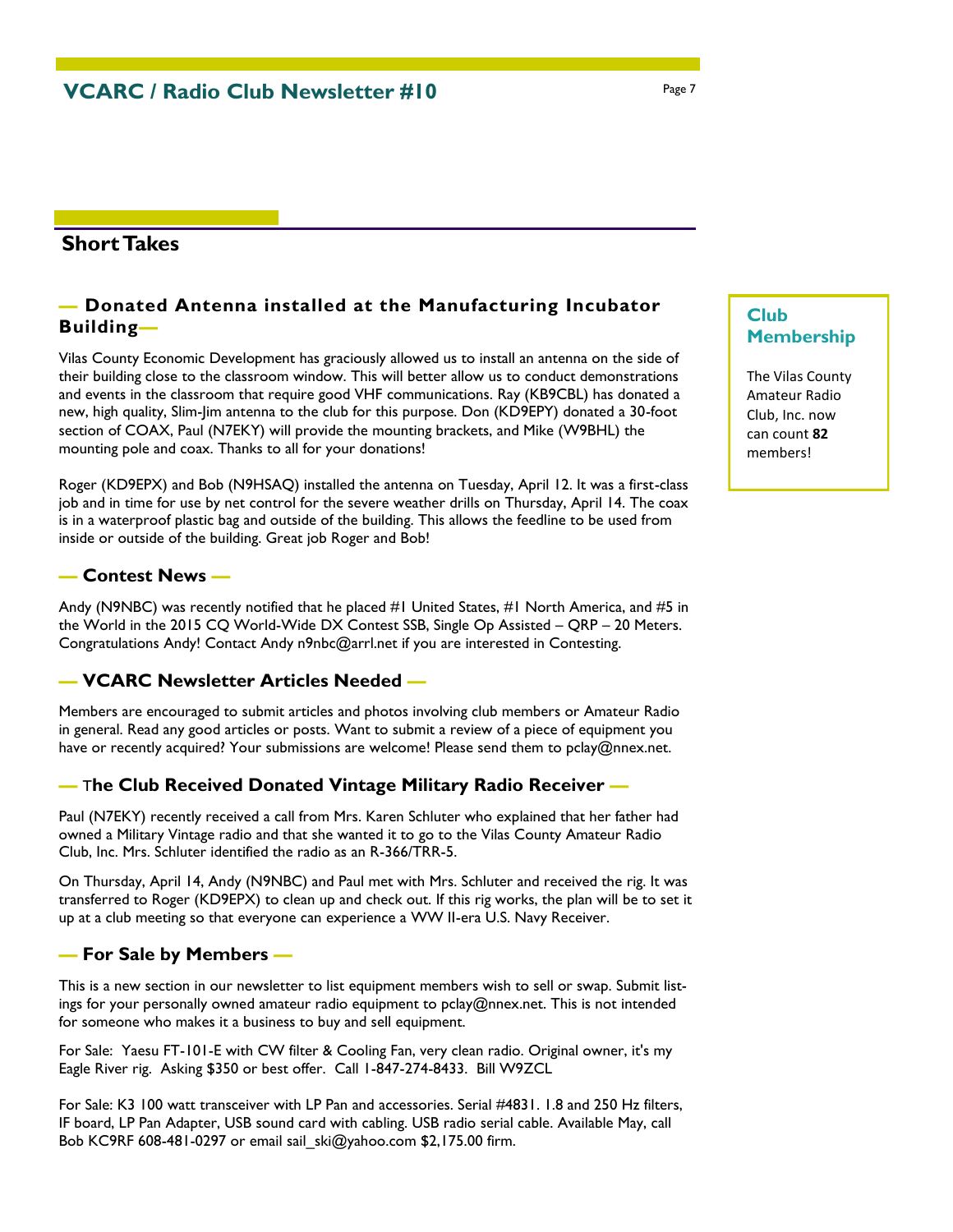## Short Takes

### — Donated Antenna installed at the Manufacturing Incubator Building—

Vilas County Economic Development has graciously allowed us to install an antenna on the side of their building close to the classroom window. This will better allow us to conduct demonstrations and events in the classroom that require good VHF communications. Ray (KB9CBL) has donated a new, high quality, Slim-Jim antenna to the club for this purpose. Don (KD9EPY) donated a 30-foot section of COAX, Paul (N7EKY) will provide the mounting brackets, and Mike (W9BHL) the mounting pole and coax. Thanks to all for your donations!

Roger (KD9EPX) and Bob (N9HSAQ) installed the antenna on Tuesday, April 12. It was a first-class job and in time for use by net control for the severe weather drills on Thursday, April 14. The coax is in a waterproof plastic bag and outside of the building. This allows the feedline to be used from inside or outside of the building. Great job Roger and Bob!

### — Contest News —

Andy (N9NBC) was recently notified that he placed #1 United States, #1 North America, and #5 in the World in the 2015 CQ World-Wide DX Contest SSB, Single Op Assisted – QRP – 20 Meters. Congratulations Andy! Contact Andy n9nbc@arrl.net if you are interested in Contesting.

### — VCARC Newsletter Articles Needed —

Members are encouraged to submit articles and photos involving club members or Amateur Radio in general. Read any good articles or posts. Want to submit a review of a piece of equipment you have or recently acquired? Your submissions are welcome! Please send them to pclay@nnex.net.

### — The Club Received Donated Vintage Military Radio Receiver —

Paul (N7EKY) recently received a call from Mrs. Karen Schluter who explained that her father had owned a Military Vintage radio and that she wanted it to go to the Vilas County Amateur Radio Club, Inc. Mrs. Schluter identified the radio as an R-366/TRR-5.

On Thursday, April 14, Andy (N9NBC) and Paul met with Mrs. Schluter and received the rig. It was transferred to Roger (KD9EPX) to clean up and check out. If this rig works, the plan will be to set it up at a club meeting so that everyone can experience a WW II-era U.S. Navy Receiver.

### — For Sale by Members —

This is a new section in our newsletter to list equipment members wish to sell or swap. Submit listings for your personally owned amateur radio equipment to pclay@nnex.net. This is not intended for someone who makes it a business to buy and sell equipment.

For Sale: Yaesu FT-101-E with CW filter & Cooling Fan, very clean radio. Original owner, it's my Eagle River rig. Asking $350 or best offer. Call 1-847-274-8433. Bill W9ZCL

For Sale: K3 100 watt transceiver with LP Pan and accessories. Serial #4831. 1.8 and 250 Hz filters, IF board, LP Pan Adapter, USB sound card with cabling. USB radio serial cable. Available May, call Bob KC9RF 608-481-0297 or email sail_ski@yahoo.com $2,175.00 firm.

### Club Membership

The Vilas County Amateur Radio Club, Inc. now can count **82** members!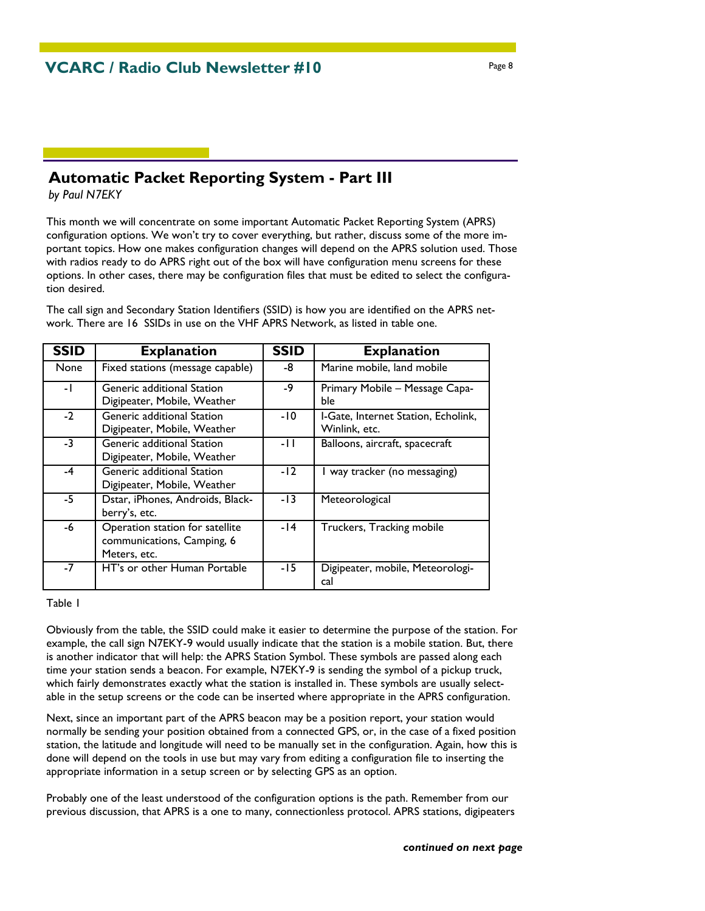## Automatic Packet Reporting System - Part III

*by Paul N7EKY*

This month we will concentrate on some important Automatic Packet Reporting System (APRS) configuration options. We won't try to cover everything, but rather, discuss some of the more important topics. How one makes configuration changes will depend on the APRS solution used. Those with radios ready to do APRS right out of the box will have configuration menu screens for these options. In other cases, there may be configuration files that must be edited to select the configuration desired.

The call sign and Secondary Station Identifiers (SSID) is how you are identified on the APRS network. There are 16 SSIDs in use on the VHF APRS Network, as listed in table one.

| SSID | Explanation | SSID | Explanation |
|---|---|---|---|
| None | Fixed stations (message capable) | -8 | Marine mobile, land mobile |
| -1 | Generic additional Station Digipeater, Mobile, Weather | -9 | Primary Mobile – Message Capable |
| -2 | Generic additional Station Digipeater, Mobile, Weather | -10 | I-Gate, Internet Station, Echolink, Winlink, etc. |
| -3 | Generic additional Station Digipeater, Mobile, Weather | -11 | Balloons, aircraft, spacecraft |
| -4 | Generic additional Station Digipeater, Mobile, Weather | -12 | 1 way tracker (no messaging) |
| -5 | Dstar, iPhones, Androids, Blackberry's, etc. | -13 | Meteorological |
| -6 | Operation station for satellite communications, Camping, 6 Meters, etc. | -14 | Truckers, Tracking mobile |
| -7 | HT's or other Human Portable | -15 | Digipeater, mobile, Meteorological |

Table 1

Obviously from the table, the SSID could make it easier to determine the purpose of the station. For example, the call sign N7EKY-9 would usually indicate that the station is a mobile station. But, there is another indicator that will help: the APRS Station Symbol. These symbols are passed along each time your station sends a beacon. For example, N7EKY-9 is sending the symbol of a pickup truck, which fairly demonstrates exactly what the station is installed in. These symbols are usually selectable in the setup screens or the code can be inserted where appropriate in the APRS configuration.

Next, since an important part of the APRS beacon may be a position report, your station would normally be sending your position obtained from a connected GPS, or, in the case of a fixed position station, the latitude and longitude will need to be manually set in the configuration. Again, how this is done will depend on the tools in use but may vary from editing a configuration file to inserting the appropriate information in a setup screen or by selecting GPS as an option.

Probably one of the least understood of the configuration options is the path. Remember from our previous discussion, that APRS is a one to many, connectionless protocol. APRS stations, digipeaters

***continued on next page***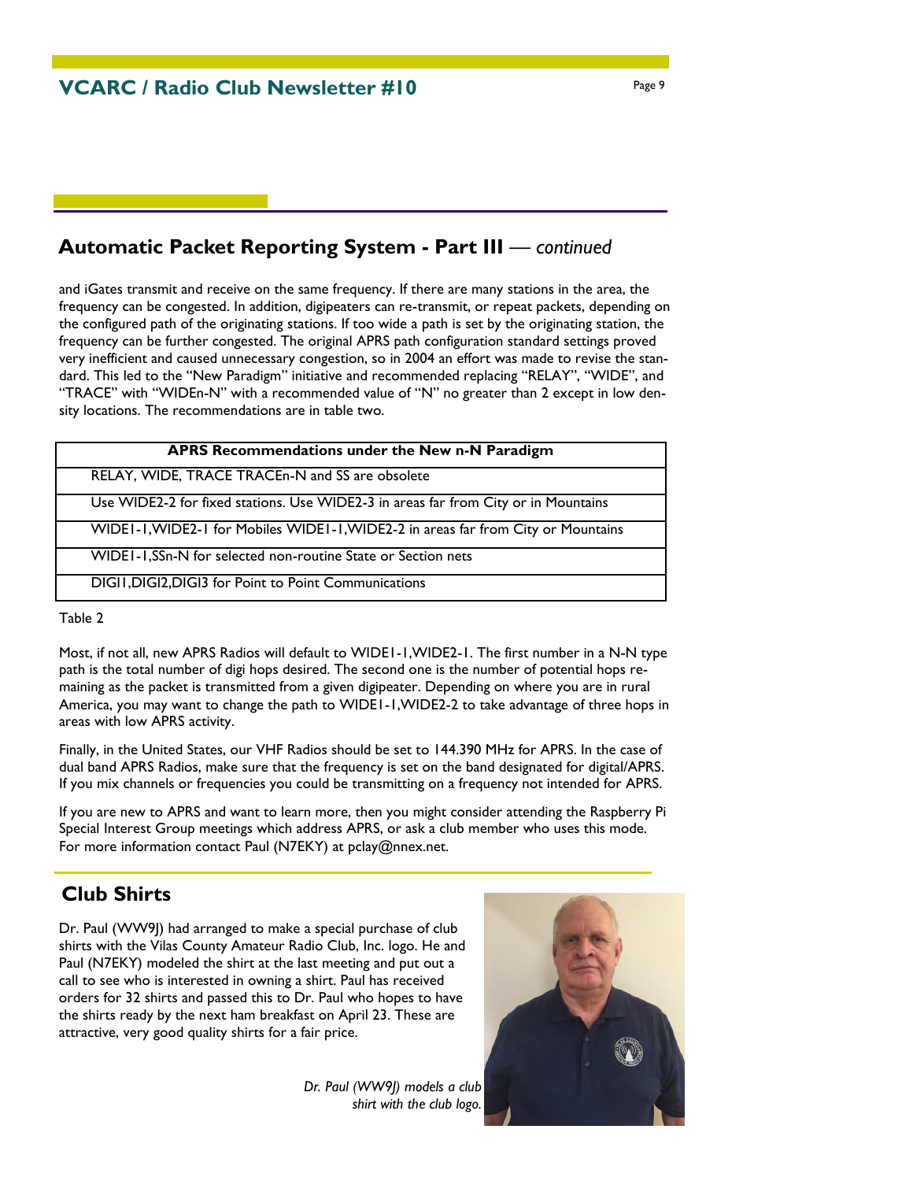## Automatic Packet Reporting System - Part III — *continued*

and iGates transmit and receive on the same frequency. If there are many stations in the area, the frequency can be congested. In addition, digipeaters can re-transmit, or repeat packets, depending on the configured path of the originating stations. If too wide a path is set by the originating station, the frequency can be further congested. The original APRS path configuration standard settings proved very inefficient and caused unnecessary congestion, so in 2004 an effort was made to revise the standard. This led to the "New Paradigm" initiative and recommended replacing "RELAY", "WIDE", and "TRACE" with "WIDEn-N" with a recommended value of "N" no greater than 2 except in low density locations. The recommendations are in table two.

| APRS Recommendations under the New n-N Paradigm |
|---|
| RELAY, WIDE, TRACE TRACEn-N and SS are obsolete |
| Use WIDE2-2 for fixed stations. Use WIDE2-3 in areas far from City or in Mountains |
| WIDE1-1,WIDE2-1 for Mobiles WIDE1-1,WIDE2-2 in areas far from City or Mountains |
| WIDE1-1,SSn-N for selected non-routine State or Section nets |
| DIGI1,DIGI2,DIGI3 for Point to Point Communications |

Table 2

Most, if not all, new APRS Radios will default to WIDE1-1,WIDE2-1. The first number in a N-N type path is the total number of digi hops desired. The second one is the number of potential hops remaining as the packet is transmitted from a given digipeater. Depending on where you are in rural America, you may want to change the path to WIDE1-1,WIDE2-2 to take advantage of three hops in areas with low APRS activity.

Finally, in the United States, our VHF Radios should be set to 144.390 MHz for APRS. In the case of dual band APRS Radios, make sure that the frequency is set on the band designated for digital/APRS. If you mix channels or frequencies you could be transmitting on a frequency not intended for APRS.

If you are new to APRS and want to learn more, then you might consider attending the Raspberry Pi Special Interest Group meetings which address APRS, or ask a club member who uses this mode. For more information contact Paul (N7EKY) at pclay@nnex.net.

## Club Shirts

Dr. Paul (WW9J) had arranged to make a special purchase of club shirts with the Vilas County Amateur Radio Club, Inc. logo. He and Paul (N7EKY) modeled the shirt at the last meeting and put out a call to see who is interested in owning a shirt. Paul has received orders for 32 shirts and passed this to Dr. Paul who hopes to have the shirts ready by the next ham breakfast on April 23. These are attractive, very good quality shirts for a fair price.

*Dr. Paul (WW9J) models a club shirt with the club logo.*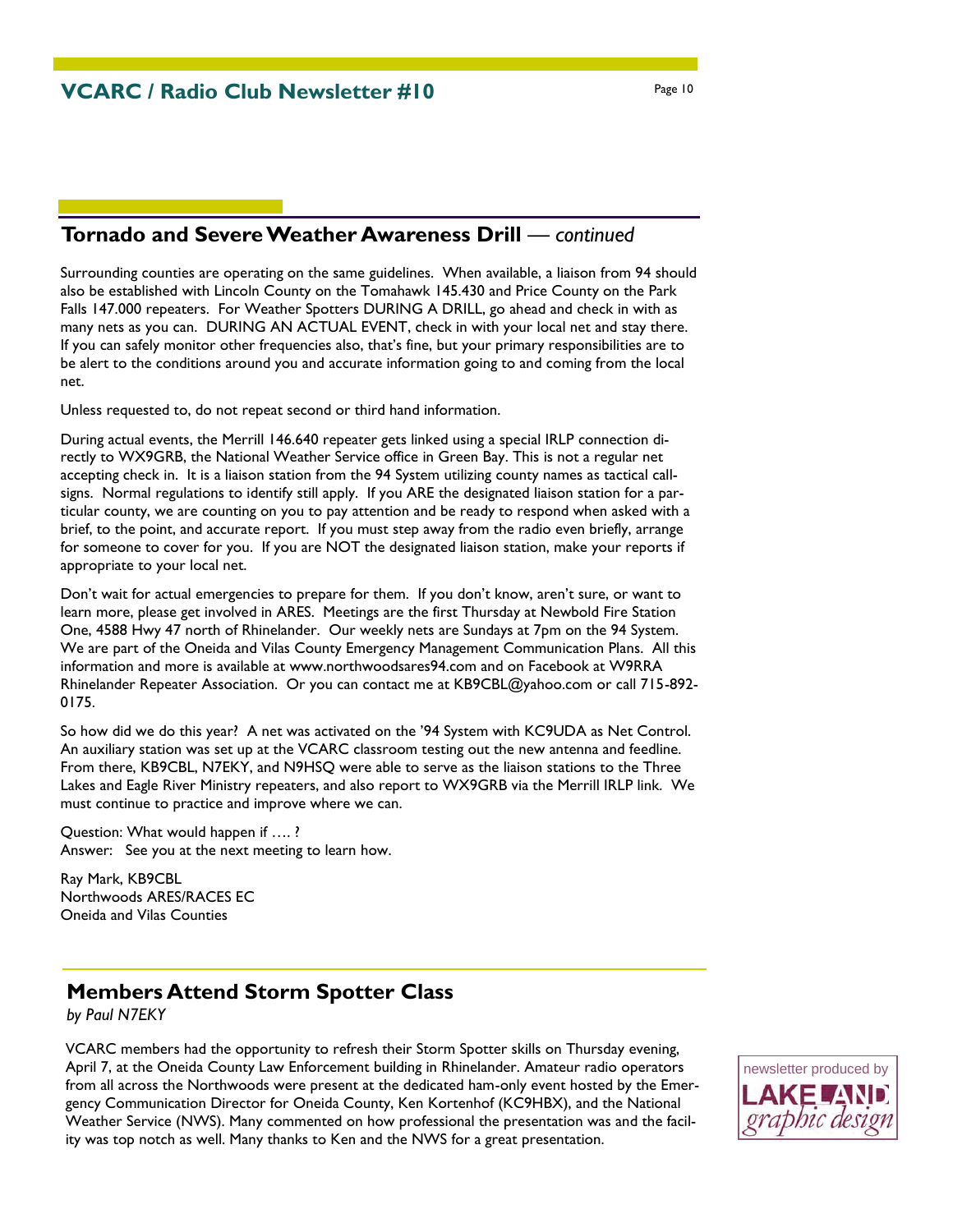## Tornado and Severe Weather Awareness Drill — *continued*

Surrounding counties are operating on the same guidelines. When available, a liaison from 94 should also be established with Lincoln County on the Tomahawk 145.430 and Price County on the Park Falls 147.000 repeaters. For Weather Spotters DURING A DRILL, go ahead and check in with as many nets as you can. DURING AN ACTUAL EVENT, check in with your local net and stay there. If you can safely monitor other frequencies also, that's fine, but your primary responsibilities are to be alert to the conditions around you and accurate information going to and coming from the local net.

Unless requested to, do not repeat second or third hand information.

During actual events, the Merrill 146.640 repeater gets linked using a special IRLP connection directly to WX9GRB, the National Weather Service office in Green Bay. This is not a regular net accepting check in. It is a liaison station from the 94 System utilizing county names as tactical callsigns. Normal regulations to identify still apply. If you ARE the designated liaison station for a particular county, we are counting on you to pay attention and be ready to respond when asked with a brief, to the point, and accurate report. If you must step away from the radio even briefly, arrange for someone to cover for you. If you are NOT the designated liaison station, make your reports if appropriate to your local net.

Don't wait for actual emergencies to prepare for them. If you don't know, aren't sure, or want to learn more, please get involved in ARES. Meetings are the first Thursday at Newbold Fire Station One, 4588 Hwy 47 north of Rhinelander. Our weekly nets are Sundays at 7pm on the 94 System. We are part of the Oneida and Vilas County Emergency Management Communication Plans. All this information and more is available at www.northwoodsares94.com and on Facebook at W9RRA Rhinelander Repeater Association. Or you can contact me at KB9CBL@yahoo.com or call 715-892-0175.

So how did we do this year? A net was activated on the '94 System with KC9UDA as Net Control. An auxiliary station was set up at the VCARC classroom testing out the new antenna and feedline. From there, KB9CBL, N7EKY, and N9HSQ were able to serve as the liaison stations to the Three Lakes and Eagle River Ministry repeaters, and also report to WX9GRB via the Merrill IRLP link. We must continue to practice and improve where we can.

Question: What would happen if …. ?
Answer: See you at the next meeting to learn how.

Ray Mark, KB9CBL
Northwoods ARES/RACES EC
Oneida and Vilas Counties

## Members Attend Storm Spotter Class

*by Paul N7EKY*

VCARC members had the opportunity to refresh their Storm Spotter skills on Thursday evening, April 7, at the Oneida County Law Enforcement building in Rhinelander. Amateur radio operators from all across the Northwoods were present at the dedicated ham-only event hosted by the Emergency Communication Director for Oneida County, Ken Kortenhof (KC9HBX), and the National Weather Service (NWS). Many commented on how professional the presentation was and the facility was top notch as well. Many thanks to Ken and the NWS for a great presentation.

newsletter produced by LAKELAND graphic design